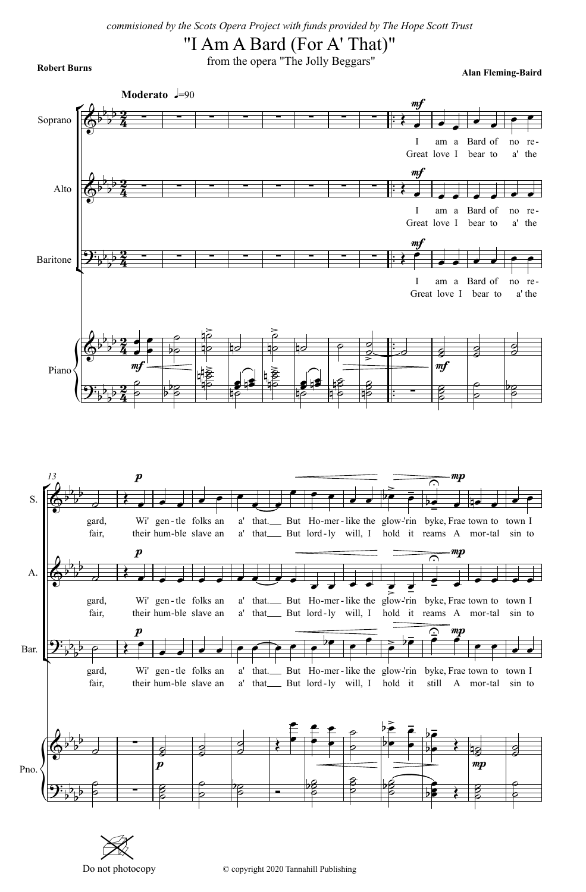*commisioned by the Scots Opera Project with funds provided by The Hope Scott Trust*

# "I Am A Bard (For A' That)"

from the opera "The Jolly Beggars"

**Robert Burns**

**Alan Fleming-Baird**

Do not photocopy

© copyright 2020 Tannahill Publishing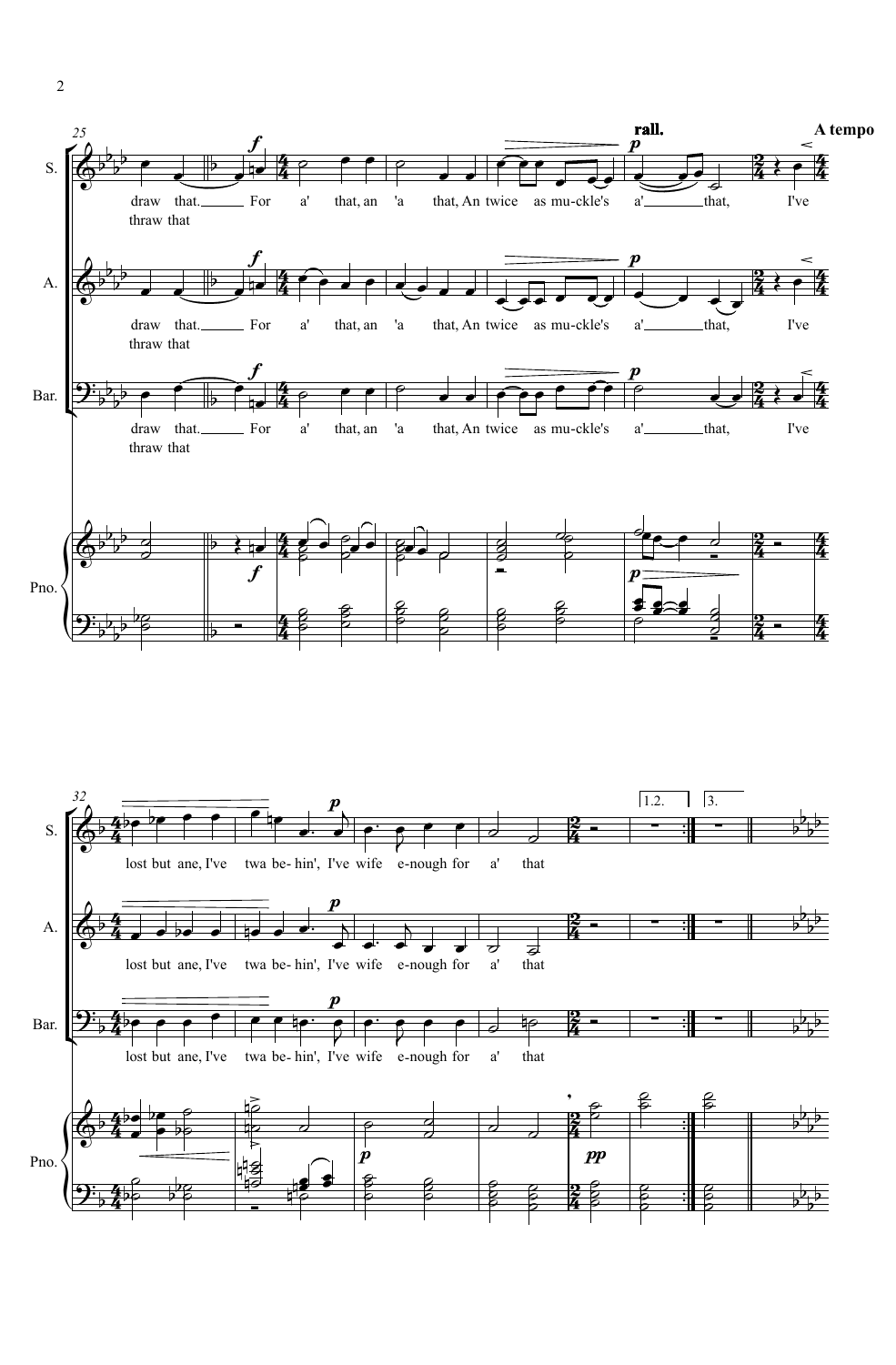25

**rall.** **A tempo**

S. draw that. For a' that, an 'a that, An twice as mu-ckle's a' that, I've
thraw that

A. draw that. For a' that, an 'a that, An twice as mu-ckle's a' that, I've
thraw that

Bar. draw that. For a' that, an 'a that, An twice as mu-ckle's a' that, I've
thraw that

Pno.

32

S. lost but ane, I've twa be- hin', I've wife e-nough for a' that

A. lost but ane, I've twa be- hin', I've wife e-nough for a' that

Bar. lost but ane, I've twa be- hin', I've wife e-nough for a' that

1.2. 3.

Pno.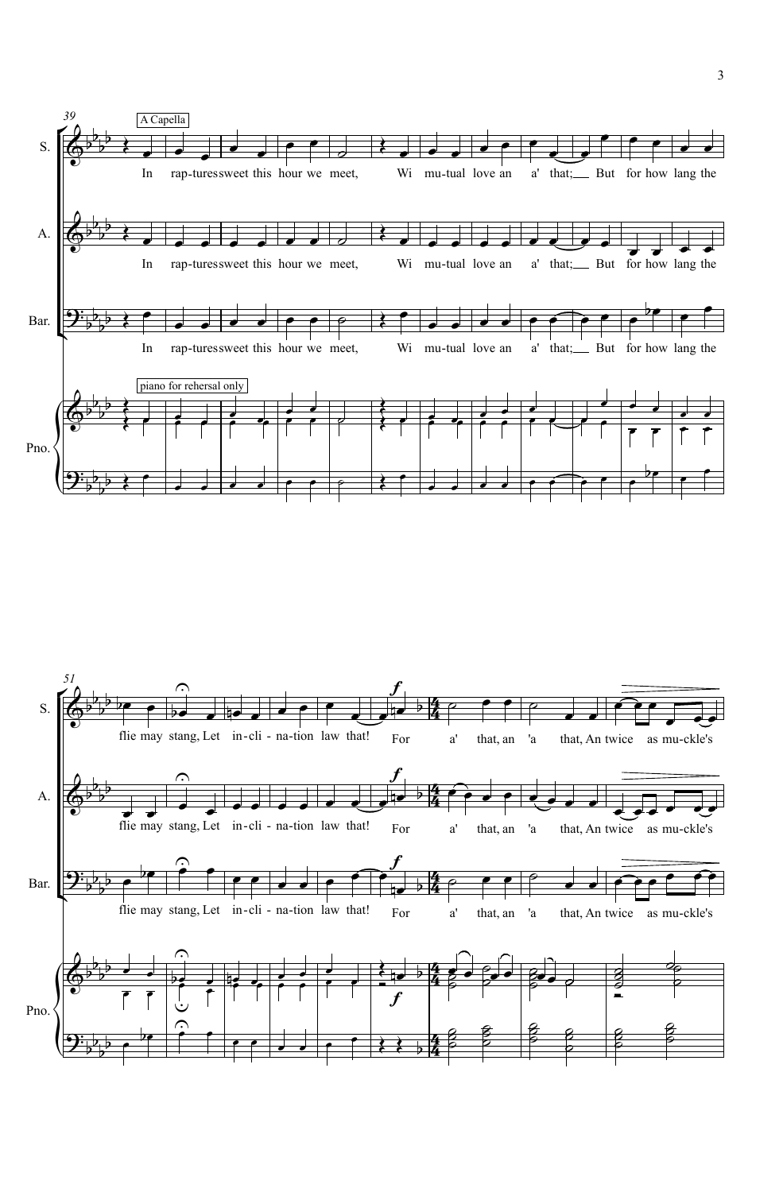39

A Capella

S.

In rap-tures sweet this hour we meet, Wi mu-tual love an a' that; But for how lang the

A.

In rap-tures sweet this hour we meet, Wi mu-tual love an a' that; But for how lang the

Bar.

In rap-tures sweet this hour we meet, Wi mu-tual love an a' that; But for how lang the

piano for rehersal only

Pno.

51

S.

flie may stang, Let in-cli - na-tion law that! For a' that, an 'a that, An twice as mu-ckle's

A.

flie may stang, Let in-cli - na-tion law that! For a' that, an 'a that, An twice as mu-ckle's

Bar.

flie may stang, Let in-cli - na-tion law that! For a' that, an 'a that, An twice as mu-ckle's

Pno.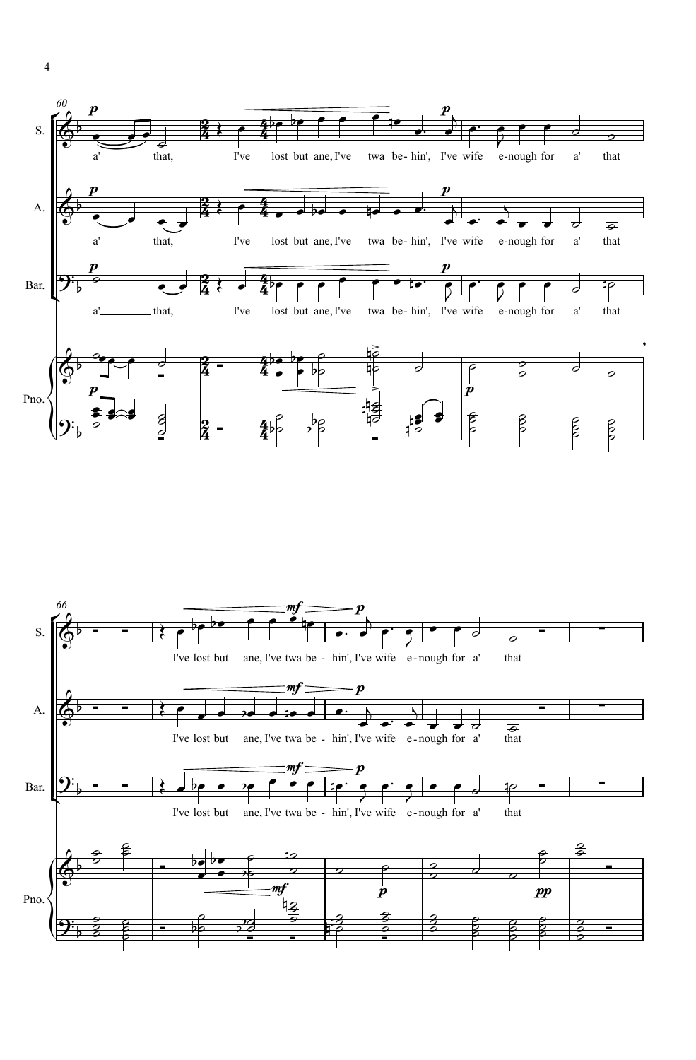S.
a' that, I've lost but ane, I've twa be- hin', I've wife e-nough for a' that

A.
a' that, I've lost but ane, I've twa be- hin', I've wife e-nough for a' that

Bar.
a' that, I've lost but ane, I've twa be- hin', I've wife e-nough for a' that

Pno.

S.
I've lost but ane, I've twa be - hin', I've wife e - nough for a' that

A.
I've lost but ane, I've twa be - hin', I've wife e - nough for a' that

Bar.
I've lost but ane, I've twa be - hin', I've wife e - nough for a' that

Pno.